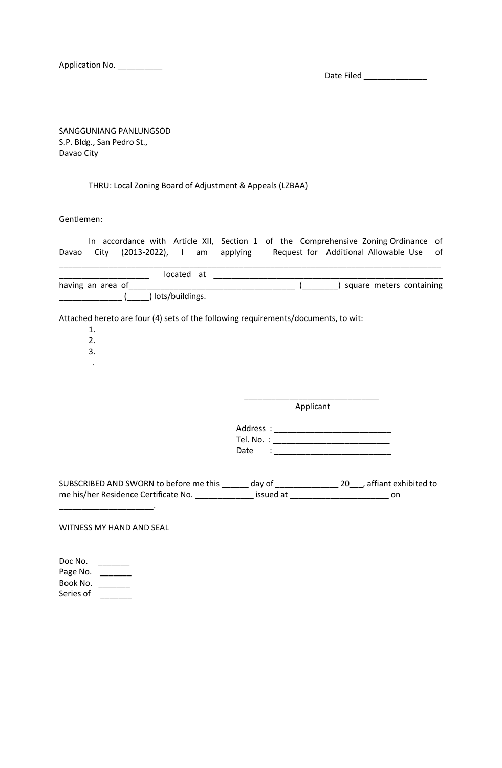Application No. __________

Date Filed ______________

SANGGUNIANG PANLUNGSOD
S.P. Bldg., San Pedro St.,
Davao City

THRU: Local Zoning Board of Adjustment & Appeals (LZBAA)

Gentlemen:

In accordance with Article XII, Section 1 of the Comprehensive Zoning Ordinance of Davao City (2013-2022), I am applying Request for Additional Allowable Use of ______________________________________________________________________________ ____________________ located at ______________________________________________________ having an area of_____________________________________ (________) square meters containing ______________ (_____) lots/buildings.

Attached hereto are four (4) sets of the following requirements/documents, to wit:

1.
2.
3.
.

_______________________________
Applicant

Address : __________________________
Tel. No. : __________________________
Date : __________________________

SUBSCRIBED AND SWORN to before me this ______ day of ______________ 20___, affiant exhibited to me his/her Residence Certificate No. _____________ issued at ______________________ on _____________________.

WITNESS MY HAND AND SEAL

Doc No. _______
Page No. _______
Book No. _______
Series of _______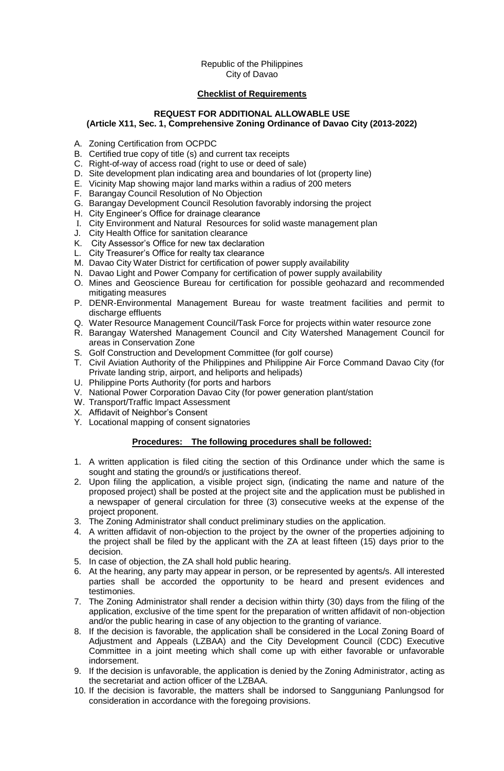Republic of the Philippines
City of Davao

**Checklist of Requirements**

**REQUEST FOR ADDITIONAL ALLOWABLE USE**
**(Article X11, Sec. 1, Comprehensive Zoning Ordinance of Davao City (2013-2022)**

A. Zoning Certification from OCPDC
B. Certified true copy of title (s) and current tax receipts
C. Right-of-way of access road (right to use or deed of sale)
D. Site development plan indicating area and boundaries of lot (property line)
E. Vicinity Map showing major land marks within a radius of 200 meters
F. Barangay Council Resolution of No Objection
G. Barangay Development Council Resolution favorably indorsing the project
H. City Engineer's Office for drainage clearance
I. City Environment and Natural Resources for solid waste management plan
J. City Health Office for sanitation clearance
K. City Assessor's Office for new tax declaration
L. City Treasurer's Office for realty tax clearance
M. Davao City Water District for certification of power supply availability
N. Davao Light and Power Company for certification of power supply availability
O. Mines and Geoscience Bureau for certification for possible geohazard and recommended mitigating measures
P. DENR-Environmental Management Bureau for waste treatment facilities and permit to discharge effluents
Q. Water Resource Management Council/Task Force for projects within water resource zone
R. Barangay Watershed Management Council and City Watershed Management Council for areas in Conservation Zone
S. Golf Construction and Development Committee (for golf course)
T. Civil Aviation Authority of the Philippines and Philippine Air Force Command Davao City (for Private landing strip, airport, and heliports and helipads)
U. Philippine Ports Authority (for ports and harbors
V. National Power Corporation Davao City (for power generation plant/station
W. Transport/Traffic Impact Assessment
X. Affidavit of Neighbor's Consent
Y. Locational mapping of consent signatories

**Procedures: The following procedures shall be followed:**

1. A written application is filed citing the section of this Ordinance under which the same is sought and stating the ground/s or justifications thereof.
2. Upon filing the application, a visible project sign, (indicating the name and nature of the proposed project) shall be posted at the project site and the application must be published in a newspaper of general circulation for three (3) consecutive weeks at the expense of the project proponent.
3. The Zoning Administrator shall conduct preliminary studies on the application.
4. A written affidavit of non-objection to the project by the owner of the properties adjoining to the project shall be filed by the applicant with the ZA at least fifteen (15) days prior to the decision.
5. In case of objection, the ZA shall hold public hearing.
6. At the hearing, any party may appear in person, or be represented by agents/s. All interested parties shall be accorded the opportunity to be heard and present evidences and testimonies.
7. The Zoning Administrator shall render a decision within thirty (30) days from the filing of the application, exclusive of the time spent for the preparation of written affidavit of non-objection and/or the public hearing in case of any objection to the granting of variance.
8. If the decision is favorable, the application shall be considered in the Local Zoning Board of Adjustment and Appeals (LZBAA) and the City Development Council (CDC) Executive Committee in a joint meeting which shall come up with either favorable or unfavorable indorsement.
9. If the decision is unfavorable, the application is denied by the Zoning Administrator, acting as the secretariat and action officer of the LZBAA.
10. If the decision is favorable, the matters shall be indorsed to Sangguniang Panlungsod for consideration in accordance with the foregoing provisions.